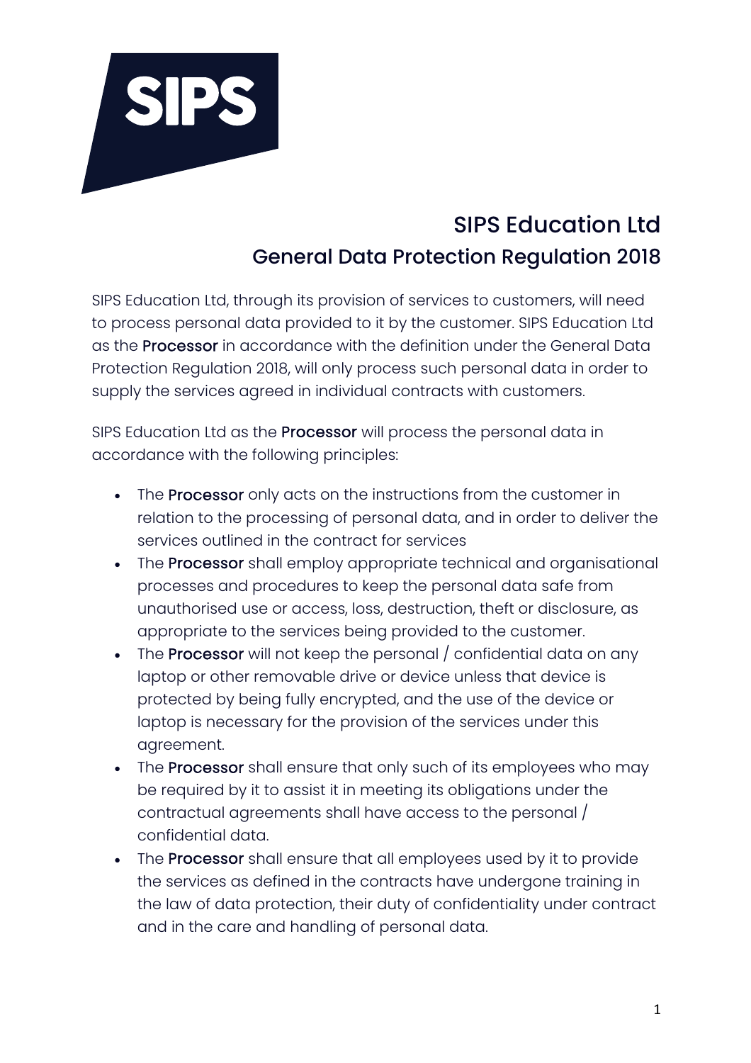SIPS

# SIPS Education Ltd

## General Data Protection Regulation 2018

SIPS Education Ltd, through its provision of services to customers, will need to process personal data provided to it by the customer. SIPS Education Ltd as the **Processor** in accordance with the definition under the General Data Protection Regulation 2018, will only process such personal data in order to supply the services agreed in individual contracts with customers.

SIPS Education Ltd as the **Processor** will process the personal data in accordance with the following principles:

- The **Processor** only acts on the instructions from the customer in relation to the processing of personal data, and in order to deliver the services outlined in the contract for services
- The **Processor** shall employ appropriate technical and organisational processes and procedures to keep the personal data safe from unauthorised use or access, loss, destruction, theft or disclosure, as appropriate to the services being provided to the customer.
- The **Processor** will not keep the personal / confidential data on any laptop or other removable drive or device unless that device is protected by being fully encrypted, and the use of the device or laptop is necessary for the provision of the services under this agreement.
- The **Processor** shall ensure that only such of its employees who may be required by it to assist it in meeting its obligations under the contractual agreements shall have access to the personal / confidential data.
- The **Processor** shall ensure that all employees used by it to provide the services as defined in the contracts have undergone training in the law of data protection, their duty of confidentiality under contract and in the care and handling of personal data.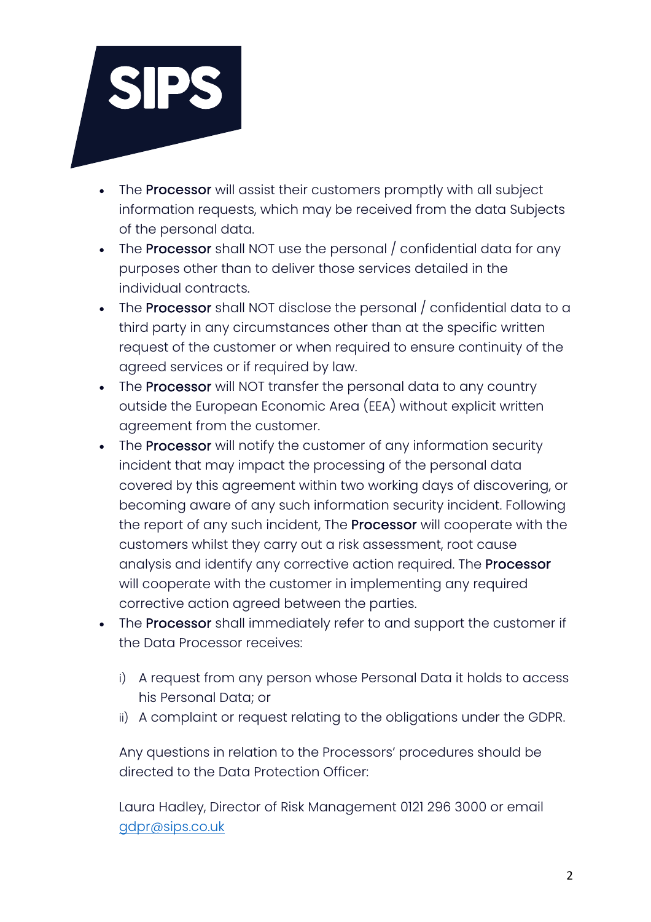- The **Processor** will assist their customers promptly with all subject information requests, which may be received from the data Subjects of the personal data.
- The **Processor** shall NOT use the personal / confidential data for any purposes other than to deliver those services detailed in the individual contracts.
- The **Processor** shall NOT disclose the personal / confidential data to a third party in any circumstances other than at the specific written request of the customer or when required to ensure continuity of the agreed services or if required by law.
- The **Processor** will NOT transfer the personal data to any country outside the European Economic Area (EEA) without explicit written agreement from the customer.
- The **Processor** will notify the customer of any information security incident that may impact the processing of the personal data covered by this agreement within two working days of discovering, or becoming aware of any such information security incident. Following the report of any such incident, The **Processor** will cooperate with the customers whilst they carry out a risk assessment, root cause analysis and identify any corrective action required. The **Processor** will cooperate with the customer in implementing any required corrective action agreed between the parties.
- The **Processor** shall immediately refer to and support the customer if the Data Processor receives:

    i) A request from any person whose Personal Data it holds to access his Personal Data; or
    ii) A complaint or request relating to the obligations under the GDPR.

    Any questions in relation to the Processors' procedures should be directed to the Data Protection Officer:

    Laura Hadley, Director of Risk Management 0121 296 3000 or email gdpr@sips.co.uk